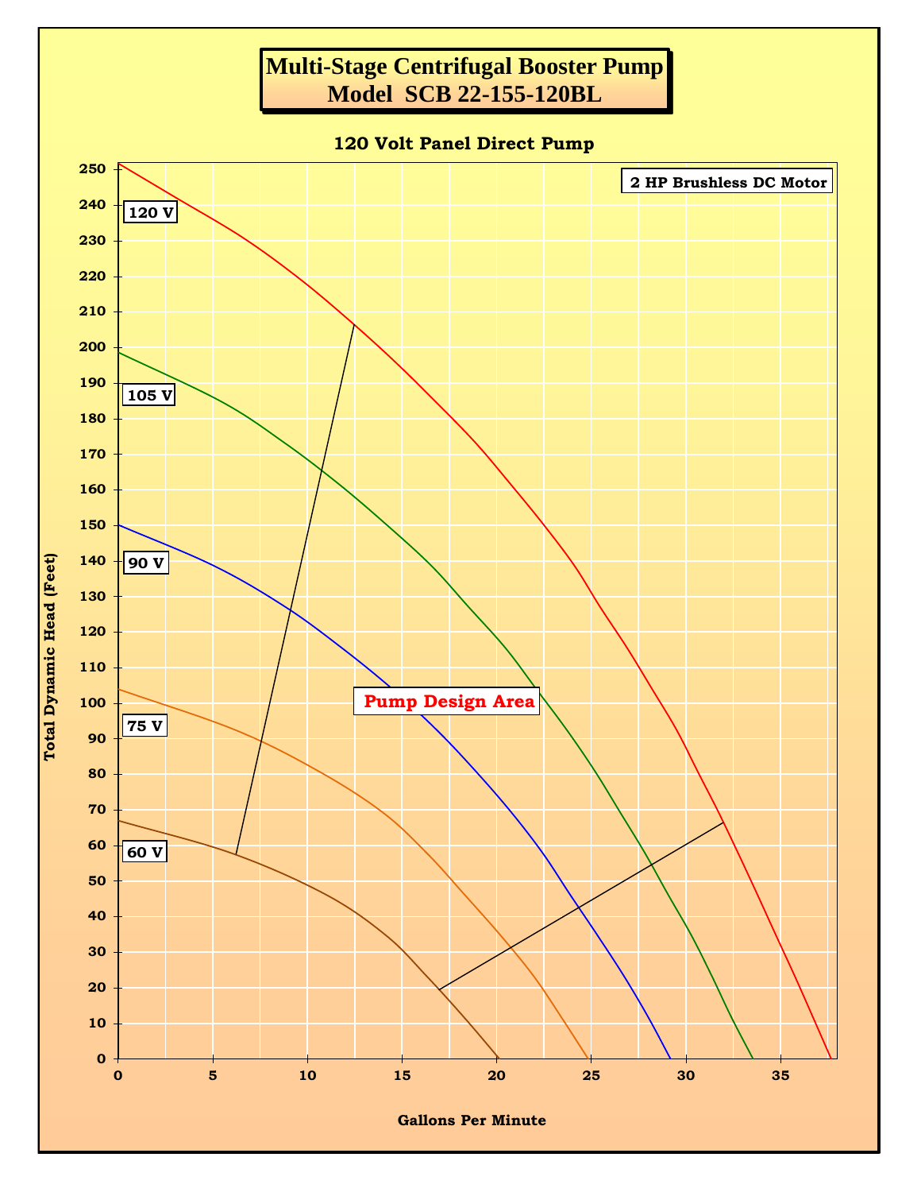# Multi-Stage Centrifugal Booster Pump
# Model SCB 22-155-120BL

**120 Volt Panel Direct Pump**

**2 HP Brushless DC Motor**

**Pump Design Area**

120 V

105 V

90 V

75 V

60 V

Total Dynamic Head (Feet): 0, 10, 20, 30, 40, 50, 60, 70, 80, 90, 100, 110, 120, 130, 140, 150, 160, 170, 180, 190, 200, 210, 220, 230, 240, 250

Gallons Per Minute: 0, 5, 10, 15, 20, 25, 30, 35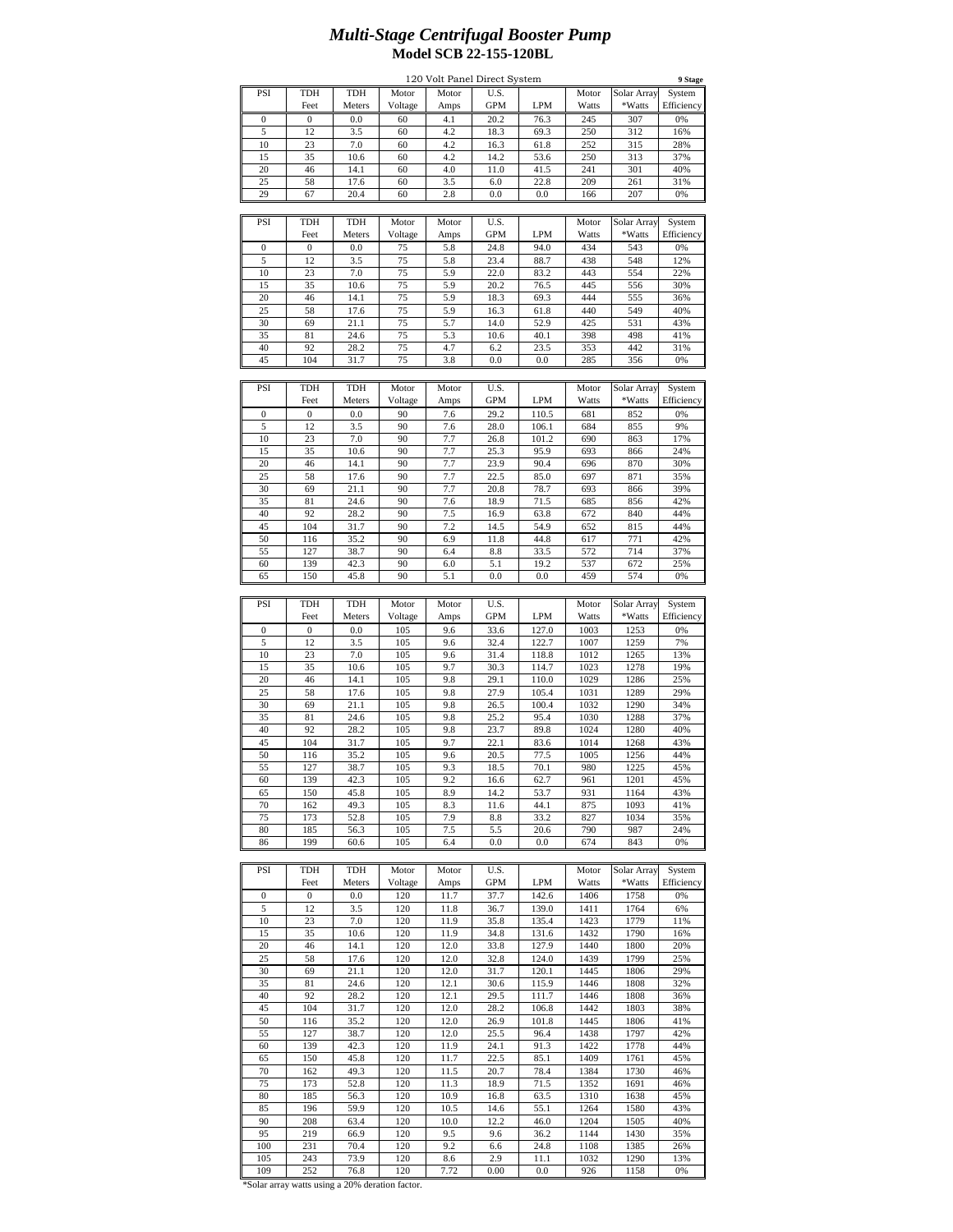# *Multi-Stage Centrifugal Booster Pump*

**Model SCB 22-155-120BL**

120 Volt Panel Direct System **9 Stage**

| PSI | TDH Feet | TDH Meters | Motor Voltage | Motor Amps | U.S. GPM | LPM | Motor Watts | Solar Array *Watts | System Efficiency |
|---|---|---|---|---|---|---|---|---|---|
| 0 | 0 | 0.0 | 60 | 4.1 | 20.2 | 76.3 | 245 | 307 | 0% |
| 5 | 12 | 3.5 | 60 | 4.2 | 18.3 | 69.3 | 250 | 312 | 16% |
| 10 | 23 | 7.0 | 60 | 4.2 | 16.3 | 61.8 | 252 | 315 | 28% |
| 15 | 35 | 10.6 | 60 | 4.2 | 14.2 | 53.6 | 250 | 313 | 37% |
| 20 | 46 | 14.1 | 60 | 4.0 | 11.0 | 41.5 | 241 | 301 | 40% |
| 25 | 58 | 17.6 | 60 | 3.5 | 6.0 | 22.8 | 209 | 261 | 31% |
| 29 | 67 | 20.4 | 60 | 2.8 | 0.0 | 0.0 | 166 | 207 | 0% |

| PSI | TDH Feet | TDH Meters | Motor Voltage | Motor Amps | U.S. GPM | LPM | Motor Watts | Solar Array *Watts | System Efficiency |
|---|---|---|---|---|---|---|---|---|---|
| 0 | 0 | 0.0 | 75 | 5.8 | 24.8 | 94.0 | 434 | 543 | 0% |
| 5 | 12 | 3.5 | 75 | 5.8 | 23.4 | 88.7 | 438 | 548 | 12% |
| 10 | 23 | 7.0 | 75 | 5.9 | 22.0 | 83.2 | 443 | 554 | 22% |
| 15 | 35 | 10.6 | 75 | 5.9 | 20.2 | 76.5 | 445 | 556 | 30% |
| 20 | 46 | 14.1 | 75 | 5.9 | 18.3 | 69.3 | 444 | 555 | 36% |
| 25 | 58 | 17.6 | 75 | 5.9 | 16.3 | 61.8 | 440 | 549 | 40% |
| 30 | 69 | 21.1 | 75 | 5.7 | 14.0 | 52.9 | 425 | 531 | 43% |
| 35 | 81 | 24.6 | 75 | 5.3 | 10.6 | 40.1 | 398 | 498 | 41% |
| 40 | 92 | 28.2 | 75 | 4.7 | 6.2 | 23.5 | 353 | 442 | 31% |
| 45 | 104 | 31.7 | 75 | 3.8 | 0.0 | 0.0 | 285 | 356 | 0% |

| PSI | TDH Feet | TDH Meters | Motor Voltage | Motor Amps | U.S. GPM | LPM | Motor Watts | Solar Array *Watts | System Efficiency |
|---|---|---|---|---|---|---|---|---|---|
| 0 | 0 | 0.0 | 90 | 7.6 | 29.2 | 110.5 | 681 | 852 | 0% |
| 5 | 12 | 3.5 | 90 | 7.6 | 28.0 | 106.1 | 684 | 855 | 9% |
| 10 | 23 | 7.0 | 90 | 7.7 | 26.8 | 101.2 | 690 | 863 | 17% |
| 15 | 35 | 10.6 | 90 | 7.7 | 25.3 | 95.9 | 693 | 866 | 24% |
| 20 | 46 | 14.1 | 90 | 7.7 | 23.9 | 90.4 | 696 | 870 | 30% |
| 25 | 58 | 17.6 | 90 | 7.7 | 22.5 | 85.0 | 697 | 871 | 35% |
| 30 | 69 | 21.1 | 90 | 7.7 | 20.8 | 78.7 | 693 | 866 | 39% |
| 35 | 81 | 24.6 | 90 | 7.6 | 18.9 | 71.5 | 685 | 856 | 42% |
| 40 | 92 | 28.2 | 90 | 7.5 | 16.9 | 63.8 | 672 | 840 | 44% |
| 45 | 104 | 31.7 | 90 | 7.2 | 14.5 | 54.9 | 652 | 815 | 44% |
| 50 | 116 | 35.2 | 90 | 6.9 | 11.8 | 44.8 | 617 | 771 | 42% |
| 55 | 127 | 38.7 | 90 | 6.4 | 8.8 | 33.5 | 572 | 714 | 37% |
| 60 | 139 | 42.3 | 90 | 6.0 | 5.1 | 19.2 | 537 | 672 | 25% |
| 65 | 150 | 45.8 | 90 | 5.1 | 0.0 | 0.0 | 459 | 574 | 0% |

| PSI | TDH Feet | TDH Meters | Motor Voltage | Motor Amps | U.S. GPM | LPM | Motor Watts | Solar Array *Watts | System Efficiency |
|---|---|---|---|---|---|---|---|---|---|
| 0 | 0 | 0.0 | 105 | 9.6 | 33.6 | 127.0 | 1003 | 1253 | 0% |
| 5 | 12 | 3.5 | 105 | 9.6 | 32.4 | 122.7 | 1007 | 1259 | 7% |
| 10 | 23 | 7.0 | 105 | 9.6 | 31.4 | 118.8 | 1012 | 1265 | 13% |
| 15 | 35 | 10.6 | 105 | 9.7 | 30.3 | 114.7 | 1023 | 1278 | 19% |
| 20 | 46 | 14.1 | 105 | 9.8 | 29.1 | 110.0 | 1029 | 1286 | 25% |
| 25 | 58 | 17.6 | 105 | 9.8 | 27.9 | 105.4 | 1031 | 1289 | 29% |
| 30 | 69 | 21.1 | 105 | 9.8 | 26.5 | 100.4 | 1032 | 1290 | 34% |
| 35 | 81 | 24.6 | 105 | 9.8 | 25.2 | 95.4 | 1030 | 1288 | 37% |
| 40 | 92 | 28.2 | 105 | 9.8 | 23.7 | 89.8 | 1024 | 1280 | 40% |
| 45 | 104 | 31.7 | 105 | 9.7 | 22.1 | 83.6 | 1014 | 1268 | 43% |
| 50 | 116 | 35.2 | 105 | 9.6 | 20.5 | 77.5 | 1005 | 1256 | 44% |
| 55 | 127 | 38.7 | 105 | 9.3 | 18.5 | 70.1 | 980 | 1225 | 45% |
| 60 | 139 | 42.3 | 105 | 9.2 | 16.6 | 62.7 | 961 | 1201 | 45% |
| 65 | 150 | 45.8 | 105 | 8.9 | 14.2 | 53.7 | 931 | 1164 | 43% |
| 70 | 162 | 49.3 | 105 | 8.3 | 11.6 | 44.1 | 875 | 1093 | 41% |
| 75 | 173 | 52.8 | 105 | 7.9 | 8.8 | 33.2 | 827 | 1034 | 35% |
| 80 | 185 | 56.3 | 105 | 7.5 | 5.5 | 20.6 | 790 | 987 | 24% |
| 86 | 199 | 60.6 | 105 | 6.4 | 0.0 | 0.0 | 674 | 843 | 0% |

| PSI | TDH Feet | TDH Meters | Motor Voltage | Motor Amps | U.S. GPM | LPM | Motor Watts | Solar Array *Watts | System Efficiency |
|---|---|---|---|---|---|---|---|---|---|
| 0 | 0 | 0.0 | 120 | 11.7 | 37.7 | 142.6 | 1406 | 1758 | 0% |
| 5 | 12 | 3.5 | 120 | 11.8 | 36.7 | 139.0 | 1411 | 1764 | 6% |
| 10 | 23 | 7.0 | 120 | 11.9 | 35.8 | 135.4 | 1423 | 1779 | 11% |
| 15 | 35 | 10.6 | 120 | 11.9 | 34.8 | 131.6 | 1432 | 1790 | 16% |
| 20 | 46 | 14.1 | 120 | 12.0 | 33.8 | 127.9 | 1440 | 1800 | 20% |
| 25 | 58 | 17.6 | 120 | 12.0 | 32.8 | 124.0 | 1439 | 1799 | 25% |
| 30 | 69 | 21.1 | 120 | 12.0 | 31.7 | 120.1 | 1445 | 1806 | 29% |
| 35 | 81 | 24.6 | 120 | 12.1 | 30.6 | 115.9 | 1446 | 1808 | 32% |
| 40 | 92 | 28.2 | 120 | 12.1 | 29.5 | 111.7 | 1446 | 1808 | 36% |
| 45 | 104 | 31.7 | 120 | 12.0 | 28.2 | 106.8 | 1442 | 1803 | 38% |
| 50 | 116 | 35.2 | 120 | 12.0 | 26.9 | 101.8 | 1445 | 1806 | 41% |
| 55 | 127 | 38.7 | 120 | 12.0 | 25.5 | 96.4 | 1438 | 1797 | 42% |
| 60 | 139 | 42.3 | 120 | 11.9 | 24.1 | 91.3 | 1422 | 1778 | 44% |
| 65 | 150 | 45.8 | 120 | 11.7 | 22.5 | 85.1 | 1409 | 1761 | 45% |
| 70 | 162 | 49.3 | 120 | 11.5 | 20.7 | 78.4 | 1384 | 1730 | 46% |
| 75 | 173 | 52.8 | 120 | 11.3 | 18.9 | 71.5 | 1352 | 1691 | 46% |
| 80 | 185 | 56.3 | 120 | 10.9 | 16.8 | 63.5 | 1310 | 1638 | 45% |
| 85 | 196 | 59.9 | 120 | 10.5 | 14.6 | 55.1 | 1264 | 1580 | 43% |
| 90 | 208 | 63.4 | 120 | 10.0 | 12.2 | 46.0 | 1204 | 1505 | 40% |
| 95 | 219 | 66.9 | 120 | 9.5 | 9.6 | 36.2 | 1144 | 1430 | 35% |
| 100 | 231 | 70.4 | 120 | 9.2 | 6.6 | 24.8 | 1108 | 1385 | 26% |
| 105 | 243 | 73.9 | 120 | 8.6 | 2.9 | 11.1 | 1032 | 1290 | 13% |
| 109 | 252 | 76.8 | 120 | 7.72 | 0.00 | 0.0 | 926 | 1158 | 0% |

*Solar array watts using a 20% deration factor.